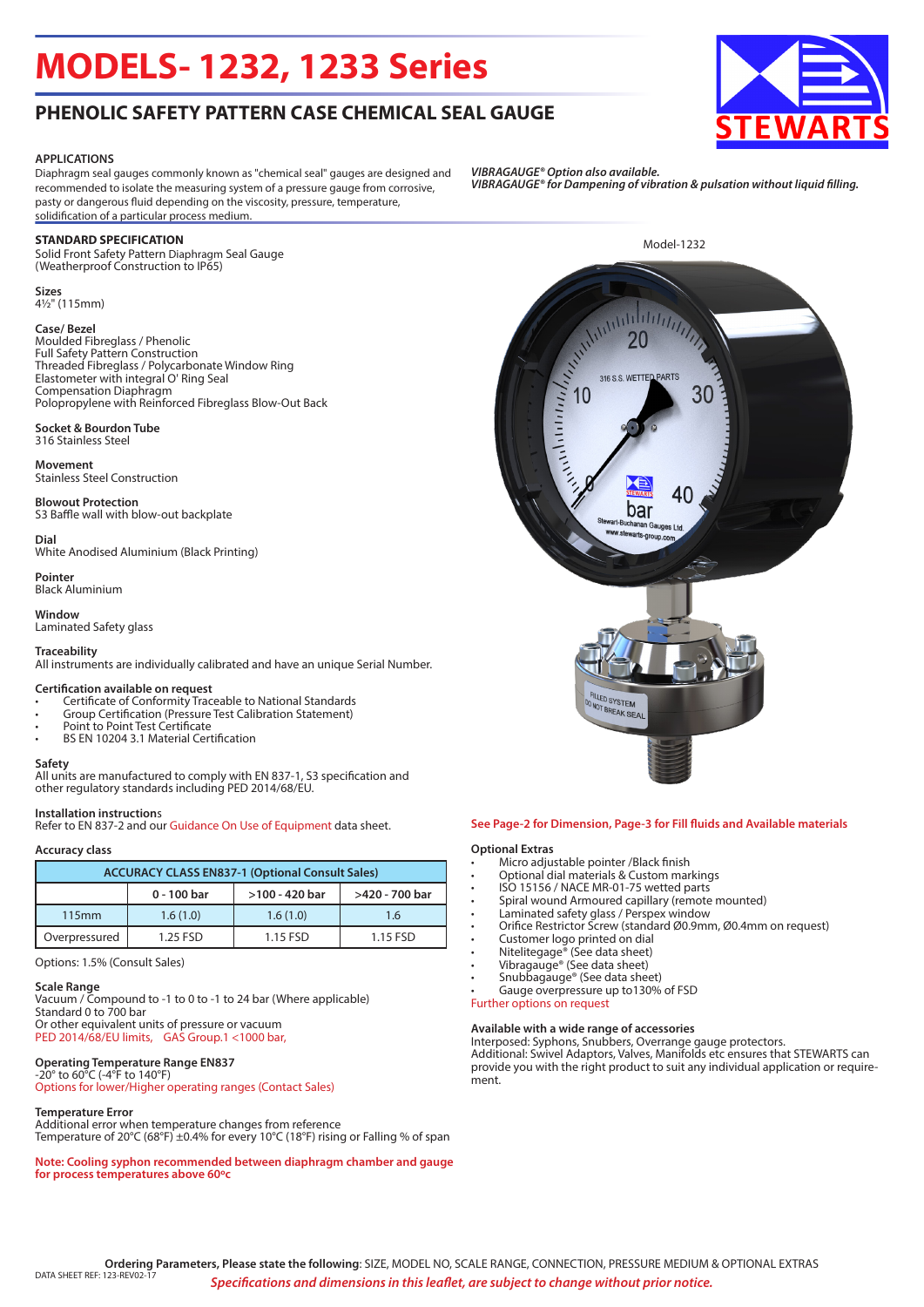# MODELS- 1232, 1233 Series

## PHENOLIC SAFETY PATTERN CASE CHEMICAL SEAL GAUGE

### APPLICATIONS

Diaphragm seal gauges commonly known as "chemical seal" gauges are designed and recommended to isolate the measuring system of a pressure gauge from corrosive, pasty or dangerous fluid depending on the viscosity, pressure, temperature, solidification of a particular process medium.

***VIBRAGAUGE® Option also available.***
***VIBRAGAUGE® for Dampening of vibration & pulsation without liquid filling.***

### STANDARD SPECIFICATION

Solid Front Safety Pattern Diaphragm Seal Gauge
(Weatherproof Construction to IP65)

**Sizes**
4½" (115mm)

**Case/ Bezel**
Moulded Fibreglass / Phenolic
Full Safety Pattern Construction
Threaded Fibreglass / Polycarbonate Window Ring
Elastometer with integral O' Ring Seal
Compensation Diaphragm
Polopropylene with Reinforced Fibreglass Blow-Out Back

**Socket & Bourdon Tube**
316 Stainless Steel

**Movement**
Stainless Steel Construction

**Blowout Protection**
S3 Baffle wall with blow-out backplate

**Dial**
White Anodised Aluminium (Black Printing)

**Pointer**
Black Aluminium

**Window**
Laminated Safety glass

**Traceability**
All instruments are individually calibrated and have an unique Serial Number.

**Certification available on request**

- Certificate of Conformity Traceable to National Standards
- Group Certification (Pressure Test Calibration Statement)
- Point to Point Test Certificate
- BS EN 10204 3.1 Material Certification

**Safety**
All units are manufactured to comply with EN 837-1, S3 specification and other regulatory standards including PED 2014/68/EU.

**Installation instructions**
Refer to EN 837-2 and our Guidance On Use of Equipment data sheet.

**Accuracy class**

| ACCURACY CLASS EN837-1 (Optional Consult Sales) | | | |
|---|---|---|---|
| | 0 - 100 bar | >100 - 420 bar | >420 - 700 bar |
| 115mm | 1.6 (1.0) | 1.6 (1.0) | 1.6 |
| Overpressured | 1.25 FSD | 1.15 FSD | 1.15 FSD |

Options: 1.5% (Consult Sales)

**Scale Range**
Vacuum / Compound to -1 to 0 to -1 to 24 bar (Where applicable)
Standard 0 to 700 bar
Or other equivalent units of pressure or vacuum
PED 2014/68/EU limits, GAS Group.1 <1000 bar,

**Operating Temperature Range EN837**
-20° to 60°C (-4°F to 140°F)
Options for lower/Higher operating ranges (Contact Sales)

**Temperature Error**
Additional error when temperature changes from reference
Temperature of 20°C (68°F) ±0.4% for every 10°C (18°F) rising or Falling % of span

**Note: Cooling syphon recommended between diaphragm chamber and gauge for process temperatures above 60ºc**

Model-1232

**See Page-2 for Dimension, Page-3 for Fill fluids and Available materials**

**Optional Extras**

- Micro adjustable pointer /Black finish
- Optional dial materials & Custom markings
- ISO 15156 / NACE MR-01-75 wetted parts
- Spiral wound Armoured capillary (remote mounted)
- Laminated safety glass / Perspex window
- Orifice Restrictor Screw (standard Ø0.9mm, Ø0.4mm on request)
- Customer logo printed on dial
- Nitelitegage® (See data sheet)
- Vibragauge® (See data sheet)
- Snubbagauge® (See data sheet)
- Gauge overpressure up to130% of FSD

Further options on request

**Available with a wide range of accessories**
Interposed: Syphons, Snubbers, Overrange gauge protectors.
Additional: Swivel Adaptors, Valves, Manifolds etc ensures that STEWARTS can provide you with the right product to suit any individual application or requirement.

**Ordering Parameters, Please state the following**: SIZE, MODEL NO, SCALE RANGE, CONNECTION, PRESSURE MEDIUM & OPTIONAL EXTRAS

DATA SHEET REF: 123-REV02-17

*Specifications and dimensions in this leaflet, are subject to change without prior notice.*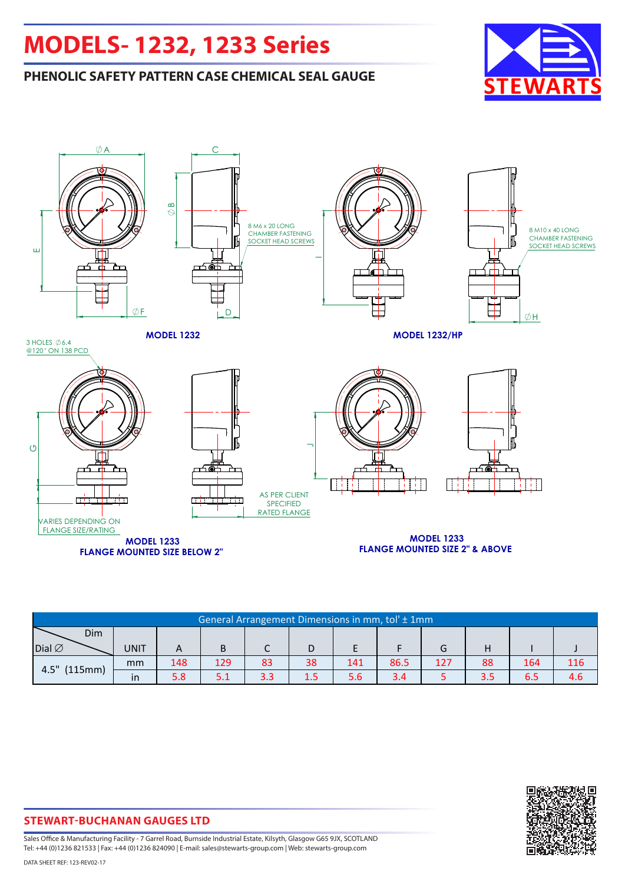# MODELS- 1232, 1233 Series

## PHENOLIC SAFETY PATTERN CASE CHEMICAL SEAL GAUGE

8 M6 x 20 LONG CHAMBER FASTENING SOCKET HEAD SCREWS

8 M10 x 40 LONG CHAMBER FASTENING SOCKET HEAD SCREWS

**MODEL 1232**

**MODEL 1232/HP**

3 HOLES ∅6.4 @120° ON 138 PCD

AS PER CLIENT SPECIFIED RATED FLANGE

VARIES DEPENDING ON FLANGE SIZE/RATING

**MODEL 1233 FLANGE MOUNTED SIZE BELOW 2"**

**MODEL 1233 FLANGE MOUNTED SIZE 2" & ABOVE**

| General Arrangement Dimensions in mm, tol' ± 1mm | | | | | | | | | | | |
|---|---|---|---|---|---|---|---|---|---|---|---|
| Dial ∅ / Dim | UNIT | A | B | C | D | E | F | G | H | I | J |
| 4.5" (115mm) | mm | 148 | 129 | 83 | 38 | 141 | 86.5 | 127 | 88 | 164 | 116 |
| | in | 5.8 | 5.1 | 3.3 | 1.5 | 5.6 | 3.4 | 5 | 3.5 | 6.5 | 4.6 |

**STEWART-BUCHANAN GAUGES LTD**

Sales Office & Manufacturing Facility - 7 Garrel Road, Burnside Industrial Estate, Kilsyth, Glasgow G65 9JX, SCOTLAND
Tel: +44 (0)1236 821533 | Fax: +44 (0)1236 824090 | E-mail: sales@stewarts-group.com | Web: stewarts-group.com

DATA SHEET REF: 123-REV02-17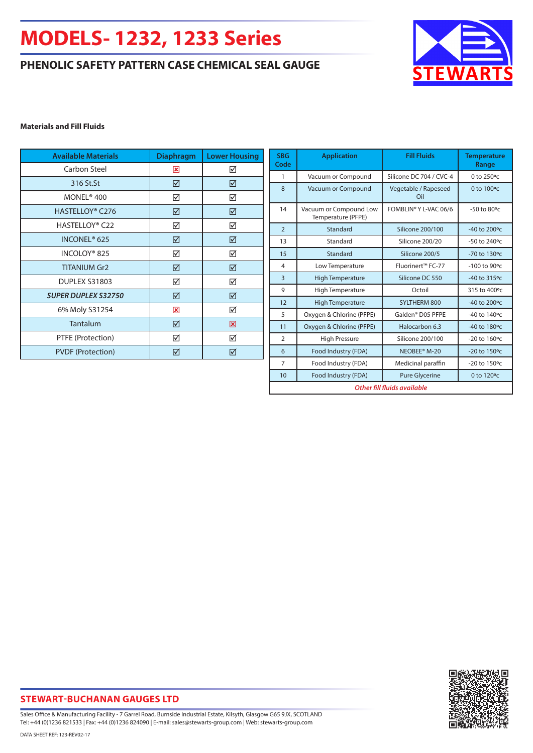# MODELS- 1232, 1233 Series

## PHENOLIC SAFETY PATTERN CASE CHEMICAL SEAL GAUGE

STEWARTS

**Materials and Fill Fluids**

| Available Materials | Diaphragm | Lower Housing |
|---|---|---|
| Carbon Steel | ☒ | ☑ |
| 316 St.St | ☑ | ☑ |
| MONEL® 400 | ☑ | ☑ |
| HASTELLOY® C276 | ☑ | ☑ |
| HASTELLOY® C22 | ☑ | ☑ |
| INCONEL® 625 | ☑ | ☑ |
| INCOLOY® 825 | ☑ | ☑ |
| TITANIUM Gr2 | ☑ | ☑ |
| DUPLEX S31803 | ☑ | ☑ |
| ***SUPER DUPLEX S32750*** | ☑ | ☑ |
| 6% Moly S31254 | ☒ | ☑ |
| Tantalum | ☑ | ☒ |
| PTFE (Protection) | ☑ | ☑ |
| PVDF (Protection) | ☑ | ☑ |

| SBG Code | Application | Fill Fluids | Temperature Range |
|---|---|---|---|
| 1 | Vacuum or Compound | Silicone DC 704 / CVC-4 | 0 to 250ºc |
| 8 | Vacuum or Compound | Vegetable / Rapeseed Oil | 0 to 100ºc |
| 14 | Vacuum or Compound Low Temperature (PFPE) | FOMBLIN® Y L-VAC 06/6 | -50 to 80ºc |
| 2 | Standard | Silicone 200/100 | -40 to 200ºc |
| 13 | Standard | Silicone 200/20 | -50 to 240ºc |
| 15 | Standard | Silicone 200/5 | -70 to 130ºc |
| 4 | Low Temperature | Fluorinert™ FC-77 | -100 to 90ºc |
| 3 | High Temperature | Silicone DC 550 | -40 to 315ºc |
| 9 | High Temperature | Octoil | 315 to 400ºc |
| 12 | High Temperature | SYLTHERM 800 | -40 to 200ºc |
| 5 | Oxygen & Chlorine (PFPE) | Galden® D05 PFPE | -40 to 140ºc |
| 11 | Oxygen & Chlorine (PFPE) | Halocarbon 6.3 | -40 to 180ºc |
| 2 | High Pressure | Silicone 200/100 | -20 to 160ºc |
| 6 | Food Industry (FDA) | NEOBEE® M-20 | -20 to 150ºc |
| 7 | Food Industry (FDA) | Medicinal paraffin | -20 to 150ºc |
| 10 | Food Industry (FDA) | Pure Glycerine | 0 to 120ºc |
| *Other fill fluids available* | | | |

**STEWART-BUCHANAN GAUGES LTD**

Sales Office & Manufacturing Facility - 7 Garrel Road, Burnside Industrial Estate, Kilsyth, Glasgow G65 9JX, SCOTLAND
Tel: +44 (0)1236 821533 | Fax: +44 (0)1236 824090 | E-mail: sales@stewarts-group.com | Web: stewarts-group.com

DATA SHEET REF: 123-REV02-17